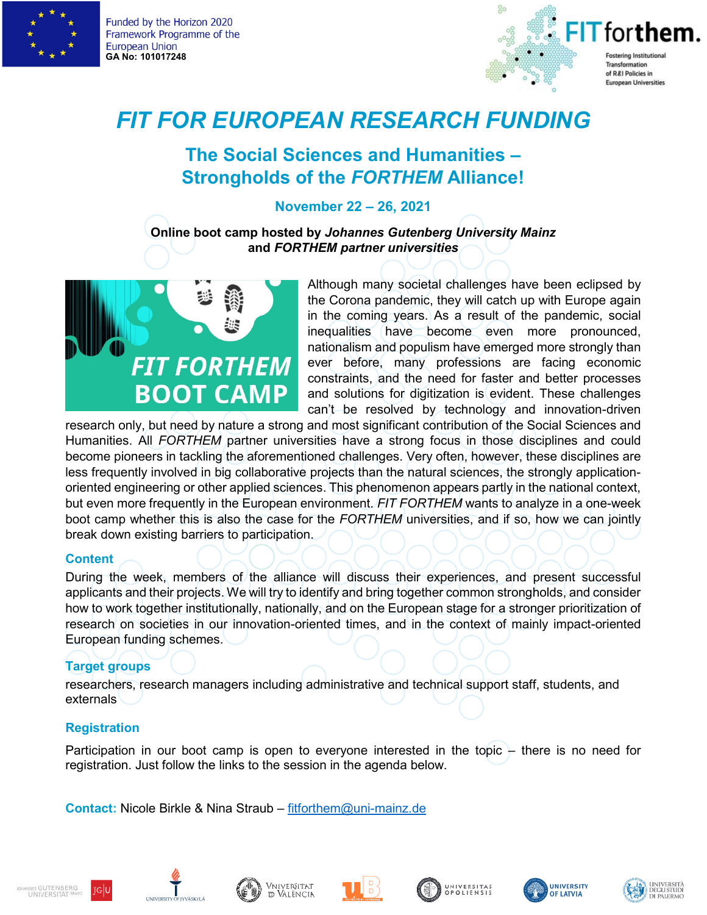Funded by the Horizon 2020 Framework Programme of the European Union
**GA No: 101017248**

FIT forthem. Fostering Institutional Transformation of R&I Policies in European Universities

# *FIT FOR EUROPEAN RESEARCH FUNDING*

## The Social Sciences and Humanities – Strongholds of the *FORTHEM* Alliance!

### November 22 – 26, 2021

**Online boot camp hosted by *Johannes Gutenberg University Mainz* and *FORTHEM partner universities***

Although many societal challenges have been eclipsed by the Corona pandemic, they will catch up with Europe again in the coming years. As a result of the pandemic, social inequalities have become even more pronounced, nationalism and populism have emerged more strongly than ever before, many professions are facing economic constraints, and the need for faster and better processes and solutions for digitization is evident. These challenges can't be resolved by technology and innovation-driven research only, but need by nature a strong and most significant contribution of the Social Sciences and Humanities. All *FORTHEM* partner universities have a strong focus in those disciplines and could become pioneers in tackling the aforementioned challenges. Very often, however, these disciplines are less frequently involved in big collaborative projects than the natural sciences, the strongly application-oriented engineering or other applied sciences. This phenomenon appears partly in the national context, but even more frequently in the European environment. *FIT FORTHEM* wants to analyze in a one-week boot camp whether this is also the case for the *FORTHEM* universities, and if so, how we can jointly break down existing barriers to participation.

### Content

During the week, members of the alliance will discuss their experiences, and present successful applicants and their projects. We will try to identify and bring together common strongholds, and consider how to work together institutionally, nationally, and on the European stage for a stronger prioritization of research on societies in our innovation-oriented times, and in the context of mainly impact-oriented European funding schemes.

### Target groups

researchers, research managers including administrative and technical support staff, students, and externals

### Registration

Participation in our boot camp is open to everyone interested in the topic – there is no need for registration. Just follow the links to the session in the agenda below.

**Contact:** Nicole Birkle & Nina Straub – fitforthem@uni-mainz.de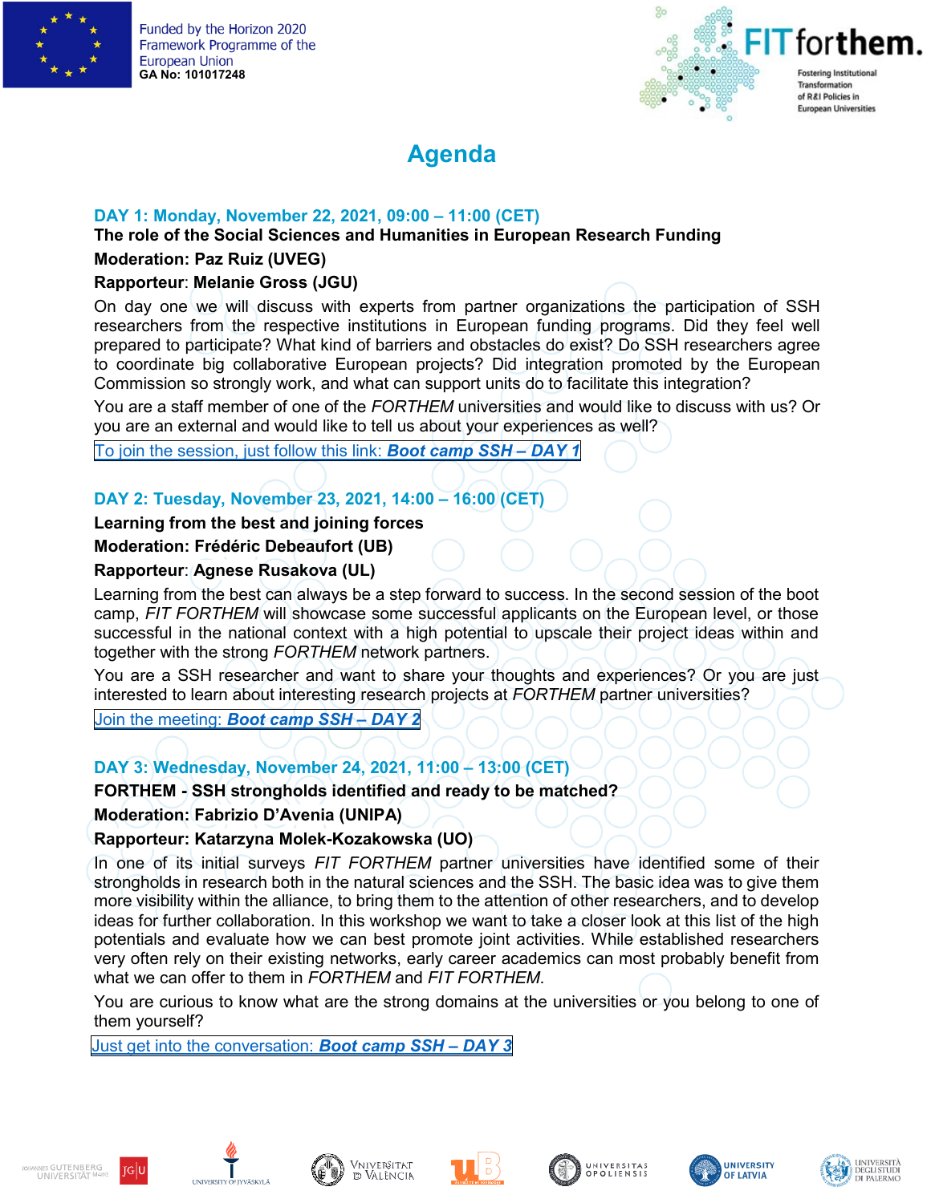Funded by the Horizon 2020 Framework Programme of the European Union
**GA No: 101017248**

# Agenda

## DAY 1: Monday, November 22, 2021, 09:00 – 11:00 (CET)

**The role of the Social Sciences and Humanities in European Research Funding**

**Moderation: Paz Ruiz (UVEG)**

**Rapporteur: Melanie Gross (JGU)**

On day one we will discuss with experts from partner organizations the participation of SSH researchers from the respective institutions in European funding programs. Did they feel well prepared to participate? What kind of barriers and obstacles do exist? Do SSH researchers agree to coordinate big collaborative European projects? Did integration promoted by the European Commission so strongly work, and what can support units do to facilitate this integration?

You are a staff member of one of the *FORTHEM* universities and would like to discuss with us? Or you are an external and would like to tell us about your experiences as well?

To join the session, just follow this link: ***Boot camp SSH – DAY 1***

## DAY 2: Tuesday, November 23, 2021, 14:00 – 16:00 (CET)

**Learning from the best and joining forces**

**Moderation: Frédéric Debeaufort (UB)**

**Rapporteur: Agnese Rusakova (UL)**

Learning from the best can always be a step forward to success. In the second session of the boot camp, *FIT FORTHEM* will showcase some successful applicants on the European level, or those successful in the national context with a high potential to upscale their project ideas within and together with the strong *FORTHEM* network partners.

You are a SSH researcher and want to share your thoughts and experiences? Or you are just interested to learn about interesting research projects at *FORTHEM* partner universities?

Join the meeting: ***Boot camp SSH – DAY 2***

## DAY 3: Wednesday, November 24, 2021, 11:00 – 13:00 (CET)

**FORTHEM - SSH strongholds identified and ready to be matched?**

**Moderation: Fabrizio D'Avenia (UNIPA)**

**Rapporteur: Katarzyna Molek-Kozakowska (UO)**

In one of its initial surveys *FIT FORTHEM* partner universities have identified some of their strongholds in research both in the natural sciences and the SSH. The basic idea was to give them more visibility within the alliance, to bring them to the attention of other researchers, and to develop ideas for further collaboration. In this workshop we want to take a closer look at this list of the high potentials and evaluate how we can best promote joint activities. While established researchers very often rely on their existing networks, early career academics can most probably benefit from what we can offer to them in *FORTHEM* and *FIT FORTHEM*.

You are curious to know what are the strong domains at the universities or you belong to one of them yourself?

Just get into the conversation: ***Boot camp SSH – DAY 3***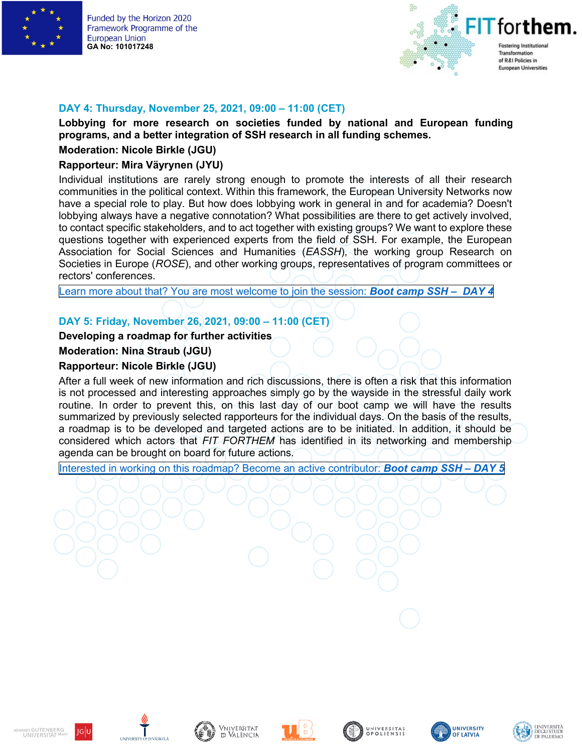## DAY 4: Thursday, November 25, 2021, 09:00 – 11:00 (CET)

**Lobbying for more research on societies funded by national and European funding programs, and a better integration of SSH research in all funding schemes.**

**Moderation: Nicole Birkle (JGU)**

**Rapporteur: Mira Väyrynen (JYU)**

Individual institutions are rarely strong enough to promote the interests of all their research communities in the political context. Within this framework, the European University Networks now have a special role to play. But how does lobbying work in general in and for academia? Doesn't lobbying always have a negative connotation? What possibilities are there to get actively involved, to contact specific stakeholders, and to act together with existing groups? We want to explore these questions together with experienced experts from the field of SSH. For example, the European Association for Social Sciences and Humanities (*EASSH*), the working group Research on Societies in Europe (*ROSE*), and other working groups, representatives of program committees or rectors' conferences.

Learn more about that? You are most welcome to join the session: ***Boot camp SSH – DAY 4***

## DAY 5: Friday, November 26, 2021, 09:00 – 11:00 (CET)

**Developing a roadmap for further activities**

**Moderation: Nina Straub (JGU)**

**Rapporteur: Nicole Birkle (JGU)**

After a full week of new information and rich discussions, there is often a risk that this information is not processed and interesting approaches simply go by the wayside in the stressful daily work routine. In order to prevent this, on this last day of our boot camp we will have the results summarized by previously selected rapporteurs for the individual days. On the basis of the results, a roadmap is to be developed and targeted actions are to be initiated. In addition, it should be considered which actors that *FIT FORTHEM* has identified in its networking and membership agenda can be brought on board for future actions.

Interested in working on this roadmap? Become an active contributor: ***Boot camp SSH – DAY 5***